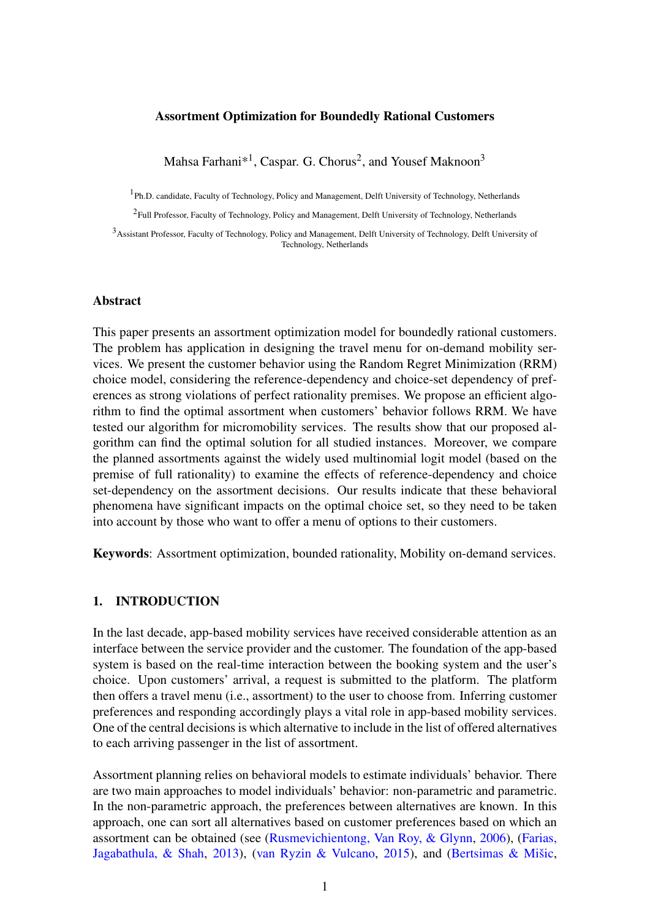# Assortment Optimization for Boundedly Rational Customers

Mahsa Farhani*[1], Caspar. G. Chorus[2], and Yousef Maknoon[3]

[1]Ph.D. candidate, Faculty of Technology, Policy and Management, Delft University of Technology, Netherlands

[2]Full Professor, Faculty of Technology, Policy and Management, Delft University of Technology, Netherlands

[3]Assistant Professor, Faculty of Technology, Policy and Management, Delft University of Technology, Delft University of Technology, Netherlands

## Abstract

This paper presents an assortment optimization model for boundedly rational customers. The problem has application in designing the travel menu for on-demand mobility services. We present the customer behavior using the Random Regret Minimization (RRM) choice model, considering the reference-dependency and choice-set dependency of preferences as strong violations of perfect rationality premises. We propose an efficient algorithm to find the optimal assortment when customers' behavior follows RRM. We have tested our algorithm for micromobility services. The results show that our proposed algorithm can find the optimal solution for all studied instances. Moreover, we compare the planned assortments against the widely used multinomial logit model (based on the premise of full rationality) to examine the effects of reference-dependency and choice set-dependency on the assortment decisions. Our results indicate that these behavioral phenomena have significant impacts on the optimal choice set, so they need to be taken into account by those who want to offer a menu of options to their customers.

**Keywords**: Assortment optimization, bounded rationality, Mobility on-demand services.

## 1. INTRODUCTION

In the last decade, app-based mobility services have received considerable attention as an interface between the service provider and the customer. The foundation of the app-based system is based on the real-time interaction between the booking system and the user's choice. Upon customers' arrival, a request is submitted to the platform. The platform then offers a travel menu (i.e., assortment) to the user to choose from. Inferring customer preferences and responding accordingly plays a vital role in app-based mobility services. One of the central decisions is which alternative to include in the list of offered alternatives to each arriving passenger in the list of assortment.

Assortment planning relies on behavioral models to estimate individuals' behavior. There are two main approaches to model individuals' behavior: non-parametric and parametric. In the non-parametric approach, the preferences between alternatives are known. In this approach, one can sort all alternatives based on customer preferences based on which an assortment can be obtained (see (Rusmevichientong, Van Roy, & Glynn, 2006), (Farias, Jagabathula, & Shah, 2013), (van Ryzin & Vulcano, 2015), and (Bertsimas & Mišic,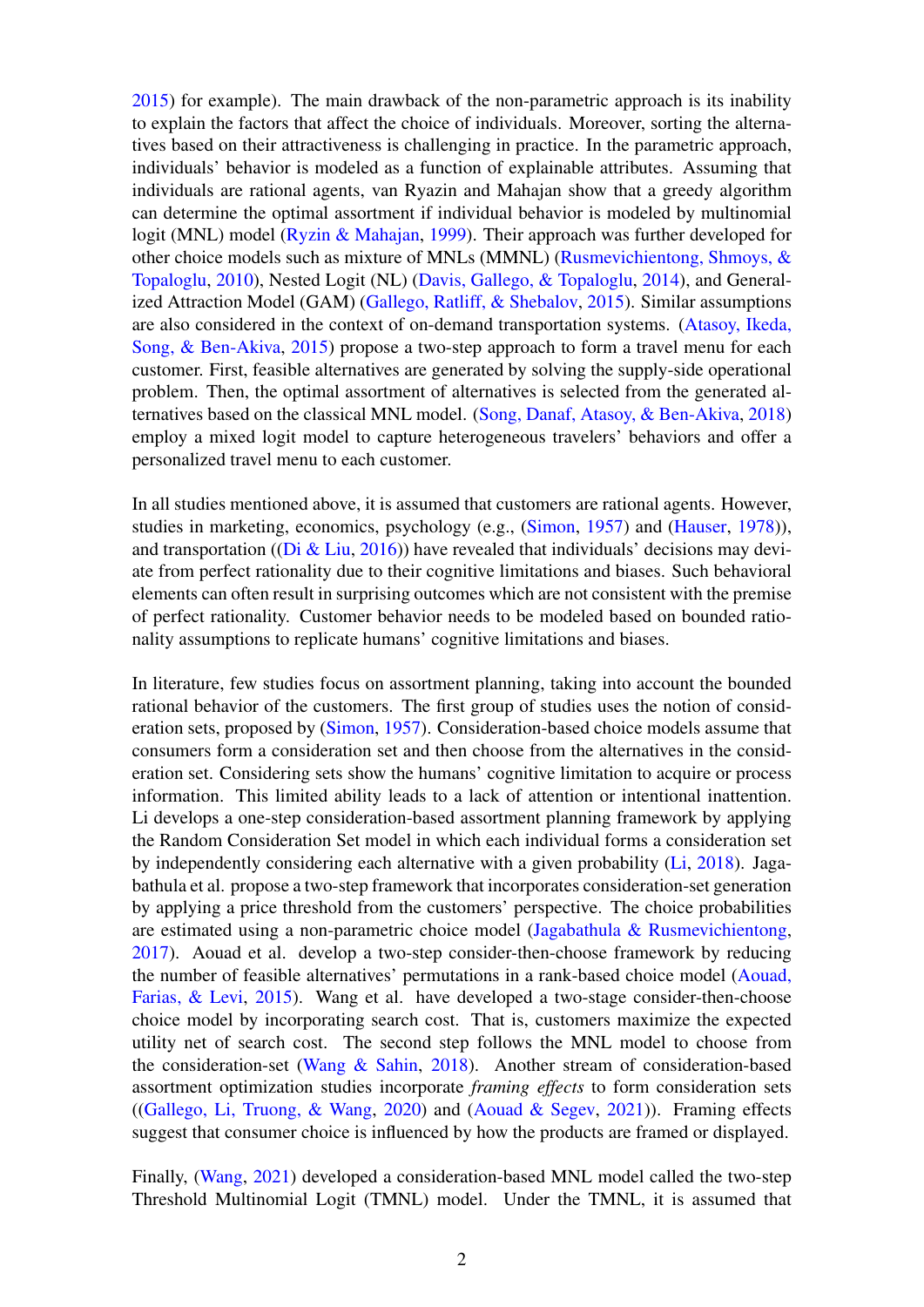2015) for example). The main drawback of the non-parametric approach is its inability to explain the factors that affect the choice of individuals. Moreover, sorting the alternatives based on their attractiveness is challenging in practice. In the parametric approach, individuals' behavior is modeled as a function of explainable attributes. Assuming that individuals are rational agents, van Ryazin and Mahajan show that a greedy algorithm can determine the optimal assortment if individual behavior is modeled by multinomial logit (MNL) model (Ryzin & Mahajan, 1999). Their approach was further developed for other choice models such as mixture of MNLs (MMNL) (Rusmevichientong, Shmoys, & Topaloglu, 2010), Nested Logit (NL) (Davis, Gallego, & Topaloglu, 2014), and Generalized Attraction Model (GAM) (Gallego, Ratliff, & Shebalov, 2015). Similar assumptions are also considered in the context of on-demand transportation systems. (Atasoy, Ikeda, Song, & Ben-Akiva, 2015) propose a two-step approach to form a travel menu for each customer. First, feasible alternatives are generated by solving the supply-side operational problem. Then, the optimal assortment of alternatives is selected from the generated alternatives based on the classical MNL model. (Song, Danaf, Atasoy, & Ben-Akiva, 2018) employ a mixed logit model to capture heterogeneous travelers' behaviors and offer a personalized travel menu to each customer.

In all studies mentioned above, it is assumed that customers are rational agents. However, studies in marketing, economics, psychology (e.g., (Simon, 1957) and (Hauser, 1978)), and transportation ((Di & Liu, 2016)) have revealed that individuals' decisions may deviate from perfect rationality due to their cognitive limitations and biases. Such behavioral elements can often result in surprising outcomes which are not consistent with the premise of perfect rationality. Customer behavior needs to be modeled based on bounded rationality assumptions to replicate humans' cognitive limitations and biases.

In literature, few studies focus on assortment planning, taking into account the bounded rational behavior of the customers. The first group of studies uses the notion of consideration sets, proposed by (Simon, 1957). Consideration-based choice models assume that consumers form a consideration set and then choose from the alternatives in the consideration set. Considering sets show the humans' cognitive limitation to acquire or process information. This limited ability leads to a lack of attention or intentional inattention. Li develops a one-step consideration-based assortment planning framework by applying the Random Consideration Set model in which each individual forms a consideration set by independently considering each alternative with a given probability (Li, 2018). Jagabathula et al. propose a two-step framework that incorporates consideration-set generation by applying a price threshold from the customers' perspective. The choice probabilities are estimated using a non-parametric choice model (Jagabathula & Rusmevichientong, 2017). Aouad et al. develop a two-step consider-then-choose framework by reducing the number of feasible alternatives' permutations in a rank-based choice model (Aouad, Farias, & Levi, 2015). Wang et al. have developed a two-stage consider-then-choose choice model by incorporating search cost. That is, customers maximize the expected utility net of search cost. The second step follows the MNL model to choose from the consideration-set (Wang & Sahin, 2018). Another stream of consideration-based assortment optimization studies incorporate *framing effects* to form consideration sets ((Gallego, Li, Truong, & Wang, 2020) and (Aouad & Segev, 2021)). Framing effects suggest that consumer choice is influenced by how the products are framed or displayed.

Finally, (Wang, 2021) developed a consideration-based MNL model called the two-step Threshold Multinomial Logit (TMNL) model. Under the TMNL, it is assumed that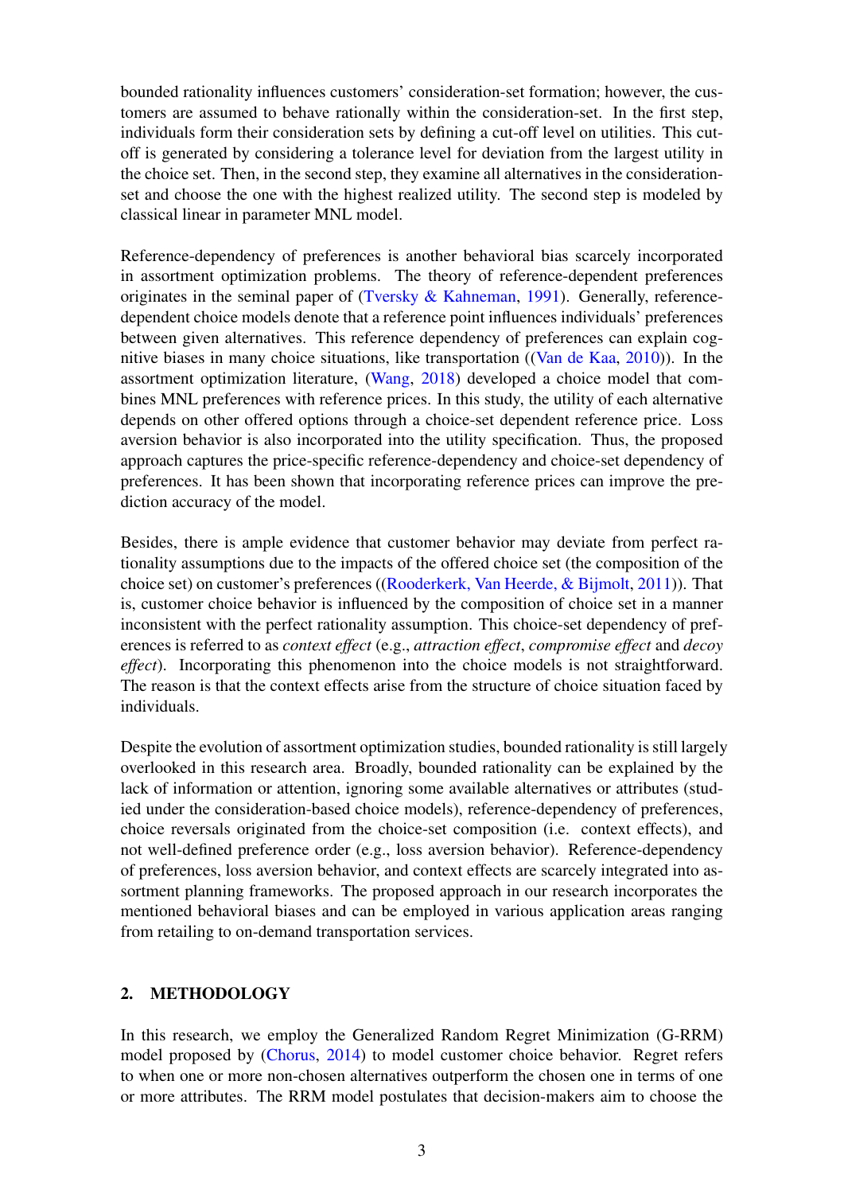bounded rationality influences customers' consideration-set formation; however, the customers are assumed to behave rationally within the consideration-set. In the first step, individuals form their consideration sets by defining a cut-off level on utilities. This cut-off is generated by considering a tolerance level for deviation from the largest utility in the choice set. Then, in the second step, they examine all alternatives in the consideration-set and choose the one with the highest realized utility. The second step is modeled by classical linear in parameter MNL model.

Reference-dependency of preferences is another behavioral bias scarcely incorporated in assortment optimization problems. The theory of reference-dependent preferences originates in the seminal paper of (Tversky & Kahneman, 1991). Generally, reference-dependent choice models denote that a reference point influences individuals' preferences between given alternatives. This reference dependency of preferences can explain cognitive biases in many choice situations, like transportation ((Van de Kaa, 2010)). In the assortment optimization literature, (Wang, 2018) developed a choice model that combines MNL preferences with reference prices. In this study, the utility of each alternative depends on other offered options through a choice-set dependent reference price. Loss aversion behavior is also incorporated into the utility specification. Thus, the proposed approach captures the price-specific reference-dependency and choice-set dependency of preferences. It has been shown that incorporating reference prices can improve the prediction accuracy of the model.

Besides, there is ample evidence that customer behavior may deviate from perfect rationality assumptions due to the impacts of the offered choice set (the composition of the choice set) on customer's preferences ((Rooderkerk, Van Heerde, & Bijmolt, 2011)). That is, customer choice behavior is influenced by the composition of choice set in a manner inconsistent with the perfect rationality assumption. This choice-set dependency of preferences is referred to as *context effect* (e.g., *attraction effect*, *compromise effect* and *decoy effect*). Incorporating this phenomenon into the choice models is not straightforward. The reason is that the context effects arise from the structure of choice situation faced by individuals.

Despite the evolution of assortment optimization studies, bounded rationality is still largely overlooked in this research area. Broadly, bounded rationality can be explained by the lack of information or attention, ignoring some available alternatives or attributes (studied under the consideration-based choice models), reference-dependency of preferences, choice reversals originated from the choice-set composition (i.e. context effects), and not well-defined preference order (e.g., loss aversion behavior). Reference-dependency of preferences, loss aversion behavior, and context effects are scarcely integrated into assortment planning frameworks. The proposed approach in our research incorporates the mentioned behavioral biases and can be employed in various application areas ranging from retailing to on-demand transportation services.

## 2. METHODOLOGY

In this research, we employ the Generalized Random Regret Minimization (G-RRM) model proposed by (Chorus, 2014) to model customer choice behavior. Regret refers to when one or more non-chosen alternatives outperform the chosen one in terms of one or more attributes. The RRM model postulates that decision-makers aim to choose the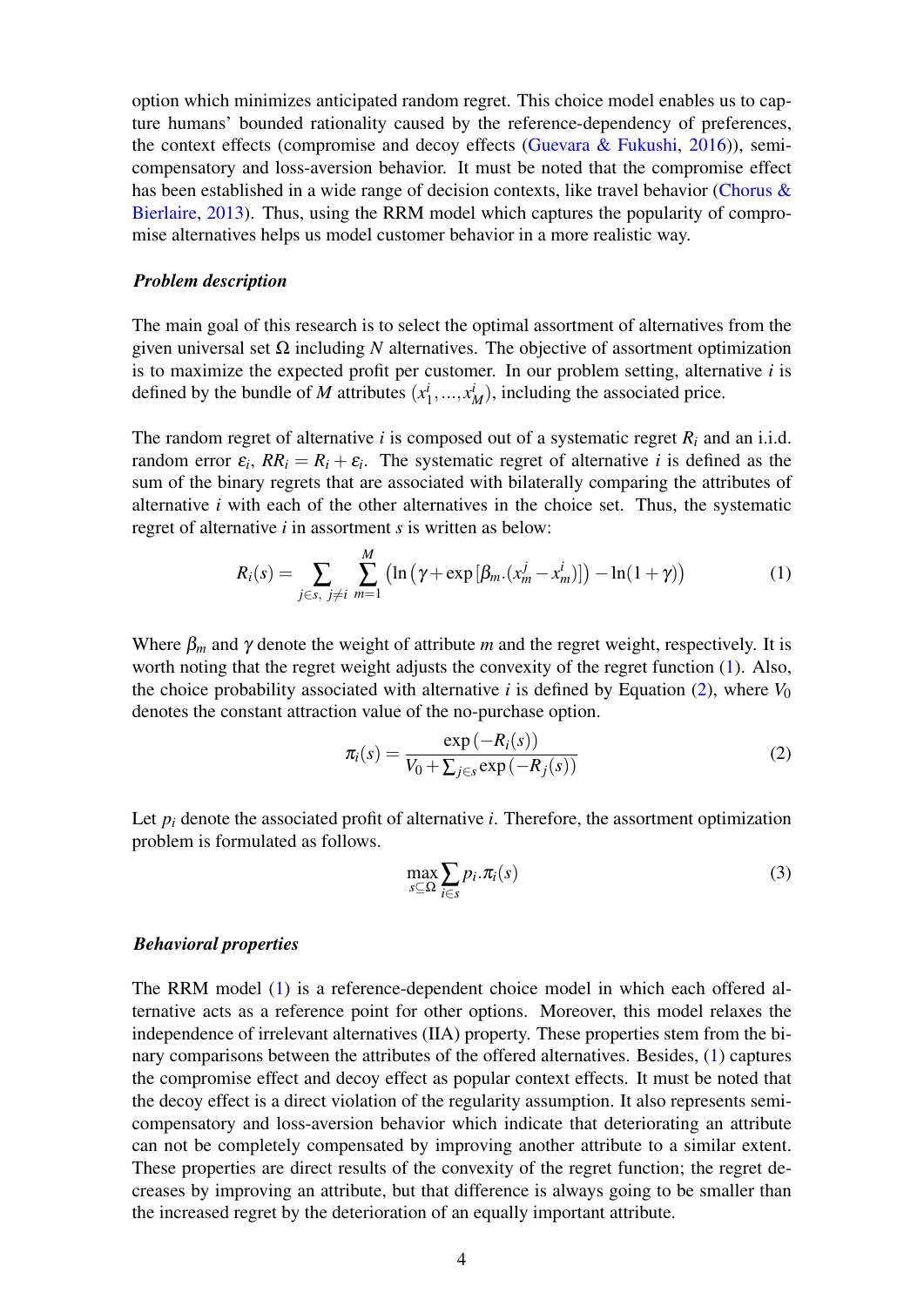option which minimizes anticipated random regret. This choice model enables us to capture humans' bounded rationality caused by the reference-dependency of preferences, the context effects (compromise and decoy effects (Guevara & Fukushi, 2016)), semi-compensatory and loss-aversion behavior. It must be noted that the compromise effect has been established in a wide range of decision contexts, like travel behavior (Chorus & Bierlaire, 2013). Thus, using the RRM model which captures the popularity of compromise alternatives helps us model customer behavior in a more realistic way.

### *Problem description*

The main goal of this research is to select the optimal assortment of alternatives from the given universal set $\Omega$ including $N$ alternatives. The objective of assortment optimization is to maximize the expected profit per customer. In our problem setting, alternative $i$ is defined by the bundle of $M$ attributes $(x_1^i, ..., x_M^i)$, including the associated price.

The random regret of alternative $i$ is composed out of a systematic regret $R_i$ and an i.i.d. random error $\varepsilon_i$, $RR_i = R_i + \varepsilon_i$. The systematic regret of alternative $i$ is defined as the sum of the binary regrets that are associated with bilaterally comparing the attributes of alternative $i$ with each of the other alternatives in the choice set. Thus, the systematic regret of alternative $i$ in assortment $s$ is written as below:

$$R_i(s) = \sum_{j \in s,\ j \neq i} \sum_{m=1}^{M} \left( \ln\left(\gamma + \exp\left[\beta_m.(x_m^j - x_m^i)\right]\right) - \ln(1+\gamma) \right) \tag{1}$$

Where $\beta_m$ and $\gamma$ denote the weight of attribute $m$ and the regret weight, respectively. It is worth noting that the regret weight adjusts the convexity of the regret function (1). Also, the choice probability associated with alternative $i$ is defined by Equation (2), where $V_0$ denotes the constant attraction value of the no-purchase option.

$$\pi_i(s) = \frac{\exp\left(-R_i(s)\right)}{V_0 + \sum_{j \in s} \exp\left(-R_j(s)\right)} \tag{2}$$

Let $p_i$ denote the associated profit of alternative $i$. Therefore, the assortment optimization problem is formulated as follows.

$$\max_{s \subseteq \Omega} \sum_{i \in s} p_i.\pi_i(s) \tag{3}$$

### *Behavioral properties*

The RRM model (1) is a reference-dependent choice model in which each offered alternative acts as a reference point for other options. Moreover, this model relaxes the independence of irrelevant alternatives (IIA) property. These properties stem from the binary comparisons between the attributes of the offered alternatives. Besides, (1) captures the compromise effect and decoy effect as popular context effects. It must be noted that the decoy effect is a direct violation of the regularity assumption. It also represents semi-compensatory and loss-aversion behavior which indicate that deteriorating an attribute can not be completely compensated by improving another attribute to a similar extent. These properties are direct results of the convexity of the regret function; the regret decreases by improving an attribute, but that difference is always going to be smaller than the increased regret by the deterioration of an equally important attribute.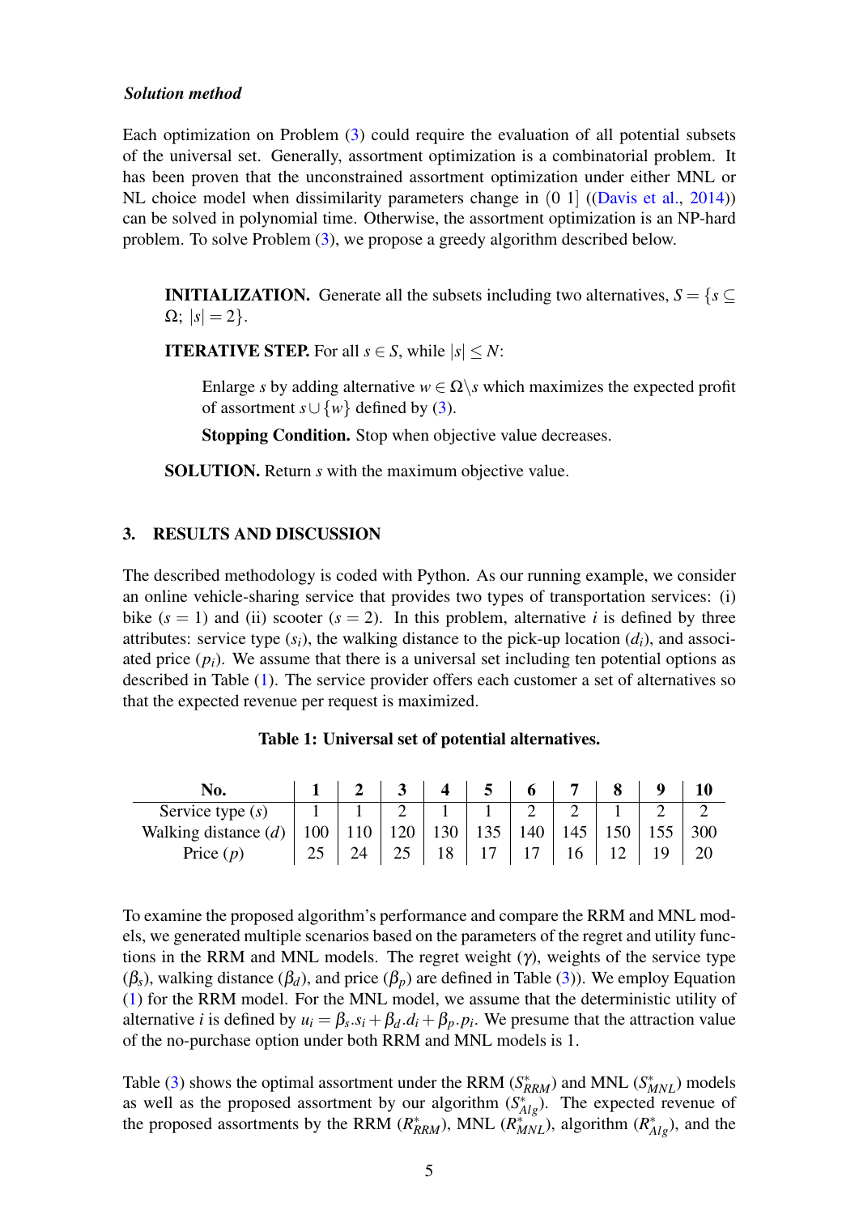***Solution method***

Each optimization on Problem (3) could require the evaluation of all potential subsets of the universal set. Generally, assortment optimization is a combinatorial problem. It has been proven that the unconstrained assortment optimization under either MNL or NL choice model when dissimilarity parameters change in $(0\ 1]$ ((Davis et al., 2014)) can be solved in polynomial time. Otherwise, the assortment optimization is an NP-hard problem. To solve Problem (3), we propose a greedy algorithm described below.

> **INITIALIZATION.** Generate all the subsets including two alternatives, $S = \{s \subseteq \Omega;\ |s| = 2\}$.
>
> **ITERATIVE STEP.** For all $s \in S$, while $|s| \leq N$:
>
> > Enlarge $s$ by adding alternative $w \in \Omega \backslash s$ which maximizes the expected profit of assortment $s \cup \{w\}$ defined by (3).
> >
> > **Stopping Condition.** Stop when objective value decreases.
>
> **SOLUTION.** Return $s$ with the maximum objective value.

## 3. RESULTS AND DISCUSSION

The described methodology is coded with Python. As our running example, we consider an online vehicle-sharing service that provides two types of transportation services: (i) bike ($s = 1$) and (ii) scooter ($s = 2$). In this problem, alternative $i$ is defined by three attributes: service type ($s_i$), the walking distance to the pick-up location ($d_i$), and associated price ($p_i$). We assume that there is a universal set including ten potential options as described in Table (1). The service provider offers each customer a set of alternatives so that the expected revenue per request is maximized.

**Table 1: Universal set of potential alternatives.**

| **No.** | **1** | **2** | **3** | **4** | **5** | **6** | **7** | **8** | **9** | **10** |
|---|---|---|---|---|---|---|---|---|---|---|
| Service type ($s$) | 1 | 1 | 2 | 1 | 1 | 2 | 2 | 1 | 2 | 2 |
| Walking distance ($d$) | 100 | 110 | 120 | 130 | 135 | 140 | 145 | 150 | 155 | 300 |
| Price ($p$) | 25 | 24 | 25 | 18 | 17 | 17 | 16 | 12 | 19 | 20 |

To examine the proposed algorithm's performance and compare the RRM and MNL models, we generated multiple scenarios based on the parameters of the regret and utility functions in the RRM and MNL models. The regret weight ($\gamma$), weights of the service type ($\beta_s$), walking distance ($\beta_d$), and price ($\beta_p$) are defined in Table (3)). We employ Equation (1) for the RRM model. For the MNL model, we assume that the deterministic utility of alternative $i$ is defined by $u_i = \beta_s.s_i + \beta_d.d_i + \beta_p.p_i$. We presume that the attraction value of the no-purchase option under both RRM and MNL models is 1.

Table (3) shows the optimal assortment under the RRM ($S^*_{RRM}$) and MNL ($S^*_{MNL}$) models as well as the proposed assortment by our algorithm ($S^*_{Alg}$). The expected revenue of the proposed assortments by the RRM ($R^*_{RRM}$), MNL ($R^*_{MNL}$), algorithm ($R^*_{Alg}$), and the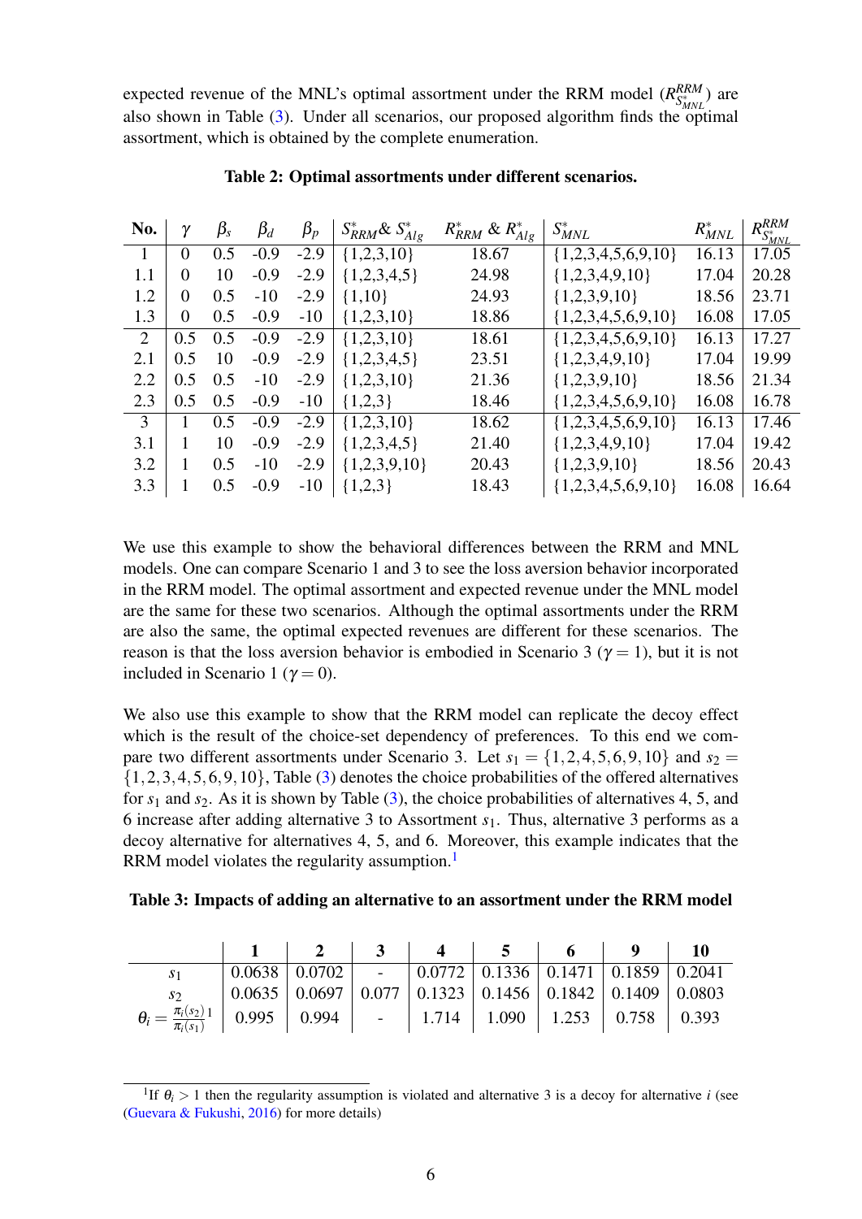expected revenue of the MNL's optimal assortment under the RRM model ($R^{RRM}_{S^*_{MNL}}$) are also shown in Table (3). Under all scenarios, our proposed algorithm finds the optimal assortment, which is obtained by the complete enumeration.

**Table 2: Optimal assortments under different scenarios.**

| No. | $\gamma$ | $\beta_s$ | $\beta_d$ | $\beta_p$ | $S^*_{RRM}$& $S^*_{Alg}$ | $R^*_{RRM}$ & $R^*_{Alg}$ | $S^*_{MNL}$ | $R^*_{MNL}$ | $R^{RRM}_{S^*_{MNL}}$ |
|---|---|---|---|---|---|---|---|---|---|
| 1 | 0 | 0.5 | -0.9 | -2.9 | {1,2,3,10} | 18.67 | {1,2,3,4,5,6,9,10} | 16.13 | 17.05 |
| 1.1 | 0 | 10 | -0.9 | -2.9 | {1,2,3,4,5} | 24.98 | {1,2,3,4,9,10} | 17.04 | 20.28 |
| 1.2 | 0 | 0.5 | -10 | -2.9 | {1,10} | 24.93 | {1,2,3,9,10} | 18.56 | 23.71 |
| 1.3 | 0 | 0.5 | -0.9 | -10 | {1,2,3,10} | 18.86 | {1,2,3,4,5,6,9,10} | 16.08 | 17.05 |
| 2 | 0.5 | 0.5 | -0.9 | -2.9 | {1,2,3,10} | 18.61 | {1,2,3,4,5,6,9,10} | 16.13 | 17.27 |
| 2.1 | 0.5 | 10 | -0.9 | -2.9 | {1,2,3,4,5} | 23.51 | {1,2,3,4,9,10} | 17.04 | 19.99 |
| 2.2 | 0.5 | 0.5 | -10 | -2.9 | {1,2,3,10} | 21.36 | {1,2,3,9,10} | 18.56 | 21.34 |
| 2.3 | 0.5 | 0.5 | -0.9 | -10 | {1,2,3} | 18.46 | {1,2,3,4,5,6,9,10} | 16.08 | 16.78 |
| 3 | 1 | 0.5 | -0.9 | -2.9 | {1,2,3,10} | 18.62 | {1,2,3,4,5,6,9,10} | 16.13 | 17.46 |
| 3.1 | 1 | 10 | -0.9 | -2.9 | {1,2,3,4,5} | 21.40 | {1,2,3,4,9,10} | 17.04 | 19.42 |
| 3.2 | 1 | 0.5 | -10 | -2.9 | {1,2,3,9,10} | 20.43 | {1,2,3,9,10} | 18.56 | 20.43 |
| 3.3 | 1 | 0.5 | -0.9 | -10 | {1,2,3} | 18.43 | {1,2,3,4,5,6,9,10} | 16.08 | 16.64 |

We use this example to show the behavioral differences between the RRM and MNL models. One can compare Scenario 1 and 3 to see the loss aversion behavior incorporated in the RRM model. The optimal assortment and expected revenue under the MNL model are the same for these two scenarios. Although the optimal assortments under the RRM are also the same, the optimal expected revenues are different for these scenarios. The reason is that the loss aversion behavior is embodied in Scenario 3 ($\gamma = 1$), but it is not included in Scenario 1 ($\gamma = 0$).

We also use this example to show that the RRM model can replicate the decoy effect which is the result of the choice-set dependency of preferences. To this end we compare two different assortments under Scenario 3. Let $s_1 = \{1,2,4,5,6,9,10\}$ and $s_2 = \{1,2,3,4,5,6,9,10\}$, Table (3) denotes the choice probabilities of the offered alternatives for $s_1$ and $s_2$. As it is shown by Table (3), the choice probabilities of alternatives 4, 5, and 6 increase after adding alternative 3 to Assortment $s_1$. Thus, alternative 3 performs as a decoy alternative for alternatives 4, 5, and 6. Moreover, this example indicates that the RRM model violates the regularity assumption.[1]

**Table 3: Impacts of adding an alternative to an assortment under the RRM model**

| | 1 | 2 | 3 | 4 | 5 | 6 | 9 | 10 |
|---|---|---|---|---|---|---|---|---|
| $s_1$ | 0.0638 | 0.0702 | - | 0.0772 | 0.1336 | 0.1471 | 0.1859 | 0.2041 |
| $s_2$ | 0.0635 | 0.0697 | 0.077 | 0.1323 | 0.1456 | 0.1842 | 0.1409 | 0.0803 |
| $\theta_i = \frac{\pi_i(s_2)}{\pi_i(s_1)}$ [1] | 0.995 | 0.994 | - | 1.714 | 1.090 | 1.253 | 0.758 | 0.393 |

[1] If $\theta_i > 1$ then the regularity assumption is violated and alternative 3 is a decoy for alternative $i$ (see (Guevara & Fukushi, 2016) for more details)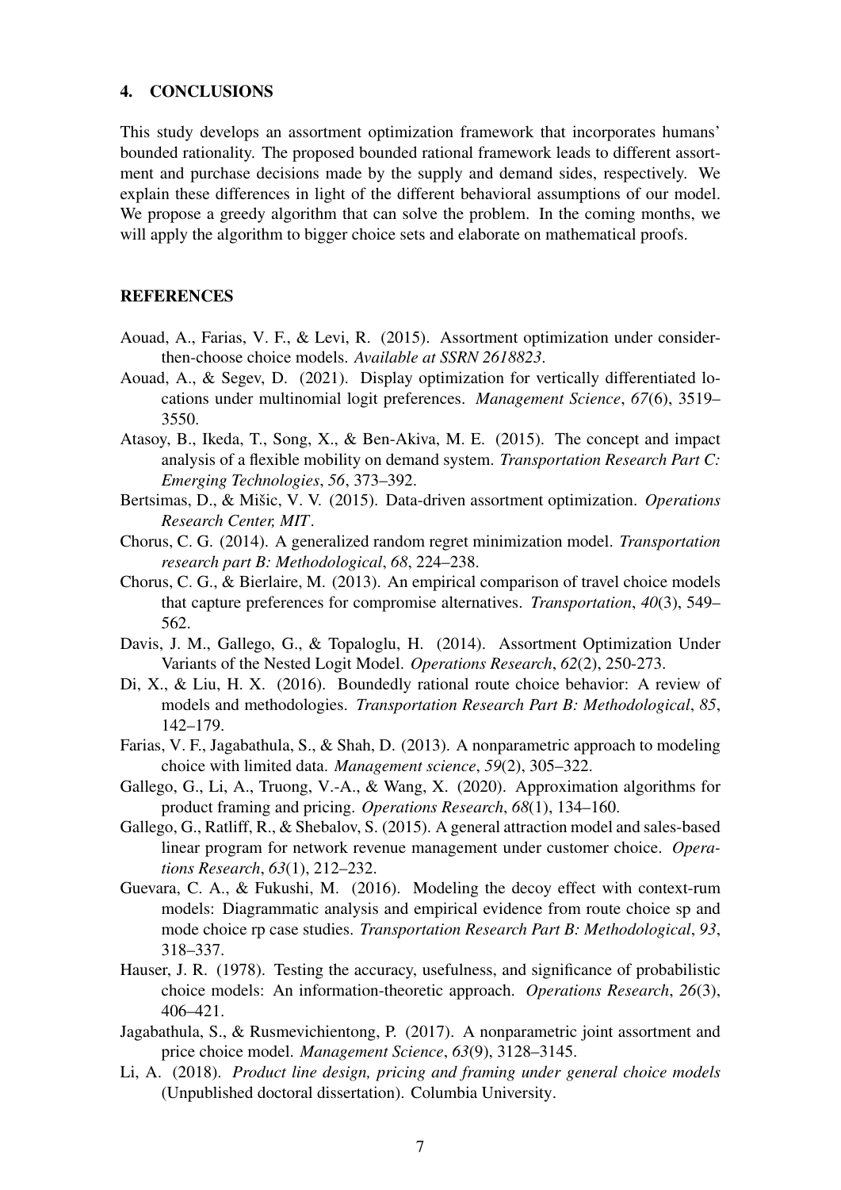## 4. CONCLUSIONS

This study develops an assortment optimization framework that incorporates humans' bounded rationality. The proposed bounded rational framework leads to different assortment and purchase decisions made by the supply and demand sides, respectively. We explain these differences in light of the different behavioral assumptions of our model. We propose a greedy algorithm that can solve the problem. In the coming months, we will apply the algorithm to bigger choice sets and elaborate on mathematical proofs.

## REFERENCES

Aouad, A., Farias, V. F., & Levi, R. (2015). Assortment optimization under consider-then-choose choice models. *Available at SSRN 2618823*.

Aouad, A., & Segev, D. (2021). Display optimization for vertically differentiated locations under multinomial logit preferences. *Management Science*, *67*(6), 3519–3550.

Atasoy, B., Ikeda, T., Song, X., & Ben-Akiva, M. E. (2015). The concept and impact analysis of a flexible mobility on demand system. *Transportation Research Part C: Emerging Technologies*, *56*, 373–392.

Bertsimas, D., & Mišic, V. V. (2015). Data-driven assortment optimization. *Operations Research Center, MIT*.

Chorus, C. G. (2014). A generalized random regret minimization model. *Transportation research part B: Methodological*, *68*, 224–238.

Chorus, C. G., & Bierlaire, M. (2013). An empirical comparison of travel choice models that capture preferences for compromise alternatives. *Transportation*, *40*(3), 549–562.

Davis, J. M., Gallego, G., & Topaloglu, H. (2014). Assortment Optimization Under Variants of the Nested Logit Model. *Operations Research*, *62*(2), 250-273.

Di, X., & Liu, H. X. (2016). Boundedly rational route choice behavior: A review of models and methodologies. *Transportation Research Part B: Methodological*, *85*, 142–179.

Farias, V. F., Jagabathula, S., & Shah, D. (2013). A nonparametric approach to modeling choice with limited data. *Management science*, *59*(2), 305–322.

Gallego, G., Li, A., Truong, V.-A., & Wang, X. (2020). Approximation algorithms for product framing and pricing. *Operations Research*, *68*(1), 134–160.

Gallego, G., Ratliff, R., & Shebalov, S. (2015). A general attraction model and sales-based linear program for network revenue management under customer choice. *Operations Research*, *63*(1), 212–232.

Guevara, C. A., & Fukushi, M. (2016). Modeling the decoy effect with context-rum models: Diagrammatic analysis and empirical evidence from route choice sp and mode choice rp case studies. *Transportation Research Part B: Methodological*, *93*, 318–337.

Hauser, J. R. (1978). Testing the accuracy, usefulness, and significance of probabilistic choice models: An information-theoretic approach. *Operations Research*, *26*(3), 406–421.

Jagabathula, S., & Rusmevichientong, P. (2017). A nonparametric joint assortment and price choice model. *Management Science*, *63*(9), 3128–3145.

Li, A. (2018). *Product line design, pricing and framing under general choice models* (Unpublished doctoral dissertation). Columbia University.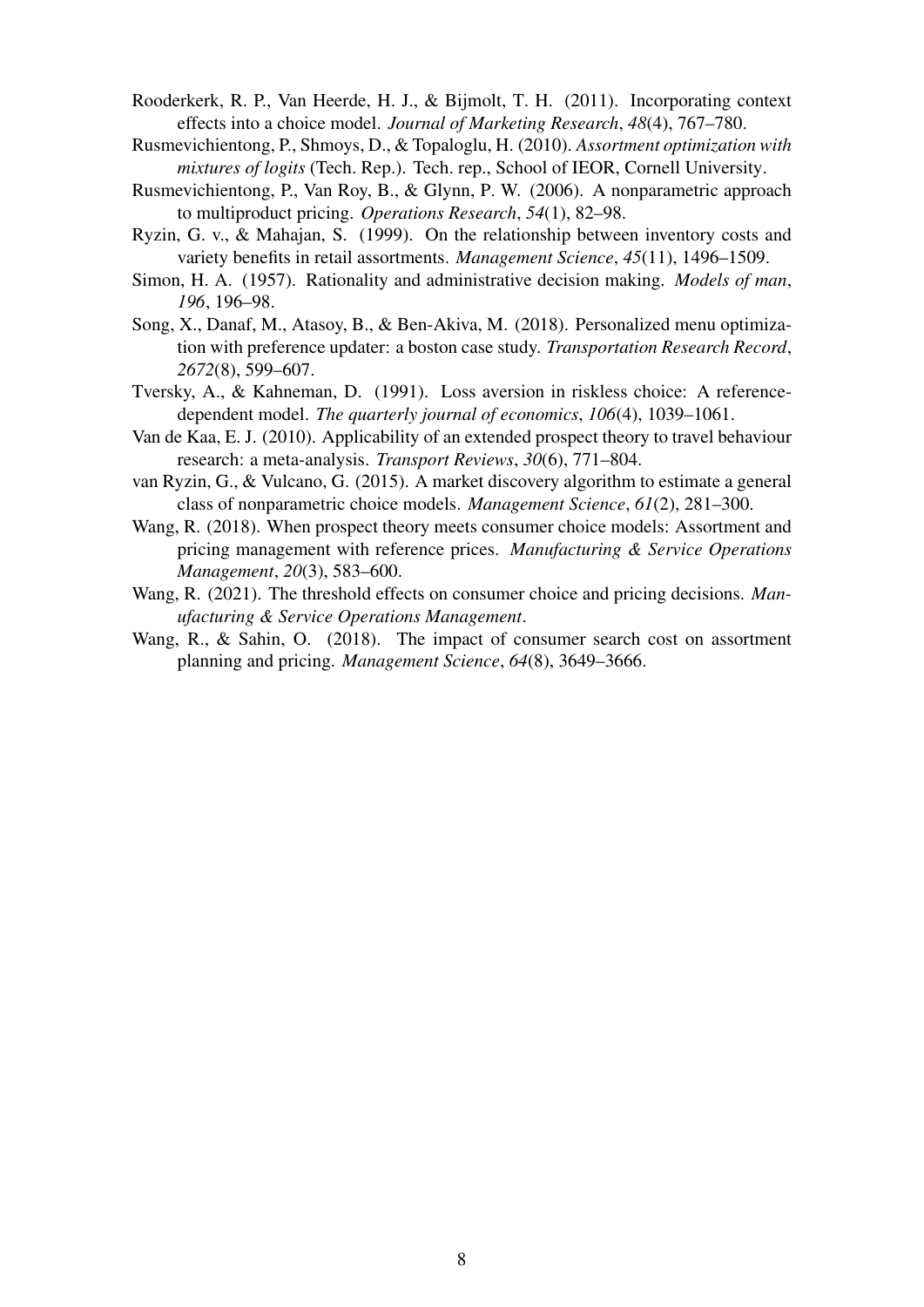Rooderkerk, R. P., Van Heerde, H. J., & Bijmolt, T. H. (2011). Incorporating context effects into a choice model. *Journal of Marketing Research*, *48*(4), 767–780.

Rusmevichientong, P., Shmoys, D., & Topaloglu, H. (2010). *Assortment optimization with mixtures of logits* (Tech. Rep.). Tech. rep., School of IEOR, Cornell University.

Rusmevichientong, P., Van Roy, B., & Glynn, P. W. (2006). A nonparametric approach to multiproduct pricing. *Operations Research*, *54*(1), 82–98.

Ryzin, G. v., & Mahajan, S. (1999). On the relationship between inventory costs and variety benefits in retail assortments. *Management Science*, *45*(11), 1496–1509.

Simon, H. A. (1957). Rationality and administrative decision making. *Models of man*, *196*, 196–98.

Song, X., Danaf, M., Atasoy, B., & Ben-Akiva, M. (2018). Personalized menu optimization with preference updater: a boston case study. *Transportation Research Record*, *2672*(8), 599–607.

Tversky, A., & Kahneman, D. (1991). Loss aversion in riskless choice: A reference-dependent model. *The quarterly journal of economics*, *106*(4), 1039–1061.

Van de Kaa, E. J. (2010). Applicability of an extended prospect theory to travel behaviour research: a meta-analysis. *Transport Reviews*, *30*(6), 771–804.

van Ryzin, G., & Vulcano, G. (2015). A market discovery algorithm to estimate a general class of nonparametric choice models. *Management Science*, *61*(2), 281–300.

Wang, R. (2018). When prospect theory meets consumer choice models: Assortment and pricing management with reference prices. *Manufacturing & Service Operations Management*, *20*(3), 583–600.

Wang, R. (2021). The threshold effects on consumer choice and pricing decisions. *Manufacturing & Service Operations Management*.

Wang, R., & Sahin, O. (2018). The impact of consumer search cost on assortment planning and pricing. *Management Science*, *64*(8), 3649–3666.